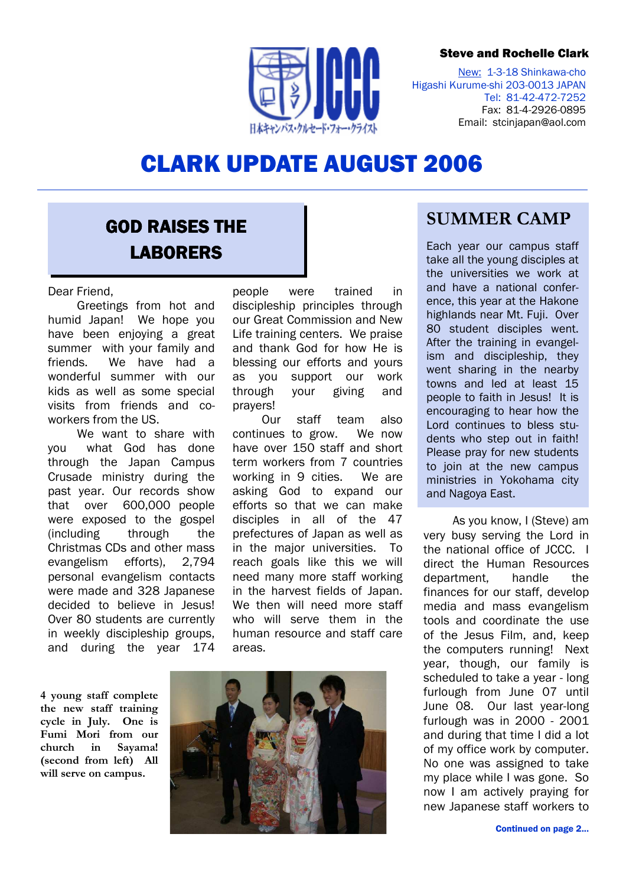**Steve and Rochelle Clark**

New: 1-3-18 Shinkawa-cho
Higashi Kurume-shi 203-0013 JAPAN
Tel: 81-42-472-7252
Fax: 81-4-2926-0895
Email: stcinjapan@aol.com

# CLARK UPDATE AUGUST 2006

## GOD RAISES THE LABORERS

Dear Friend,

Greetings from hot and humid Japan! We hope you have been enjoying a great summer with your family and friends. We have had a wonderful summer with our kids as well as some special visits from friends and co-workers from the US.

We want to share with you what God has done through the Japan Campus Crusade ministry during the past year. Our records show that over 600,000 people were exposed to the gospel (including through the Christmas CDs and other mass evangelism efforts), 2,794 personal evangelism contacts were made and 328 Japanese decided to believe in Jesus! Over 80 students are currently in weekly discipleship groups, and during the year 174 people were trained in discipleship principles through our Great Commission and New Life training centers. We praise and thank God for how He is blessing our efforts and yours as you support our work through your giving and prayers!

Our staff team also continues to grow. We now have over 150 staff and short term workers from 7 countries working in 9 cities. We are asking God to expand our efforts so that we can make disciples in all of the 47 prefectures of Japan as well as in the major universities. To reach goals like this we will need many more staff working in the harvest fields of Japan. We then will need more staff who will serve them in the human resource and staff care areas.

**4 young staff complete the new staff training cycle in July. One is Fumi Mori from our church in Sayama! (second from left) All will serve on campus.**

## SUMMER CAMP

Each year our campus staff take all the young disciples at the universities we work at and have a national conference, this year at the Hakone highlands near Mt. Fuji. Over 80 student disciples went. After the training in evangelism and discipleship, they went sharing in the nearby towns and led at least 15 people to faith in Jesus! It is encouraging to hear how the Lord continues to bless students who step out in faith! Please pray for new students to join at the new campus ministries in Yokohama city and Nagoya East.

As you know, I (Steve) am very busy serving the Lord in the national office of JCCC. I direct the Human Resources department, handle the finances for our staff, develop media and mass evangelism tools and coordinate the use of the Jesus Film, and, keep the computers running! Next year, though, our family is scheduled to take a year - long furlough from June 07 until June 08. Our last year-long furlough was in 2000 - 2001 and during that time I did a lot of my office work by computer. No one was assigned to take my place while I was gone. So now I am actively praying for new Japanese staff workers to

**Continued on page 2...**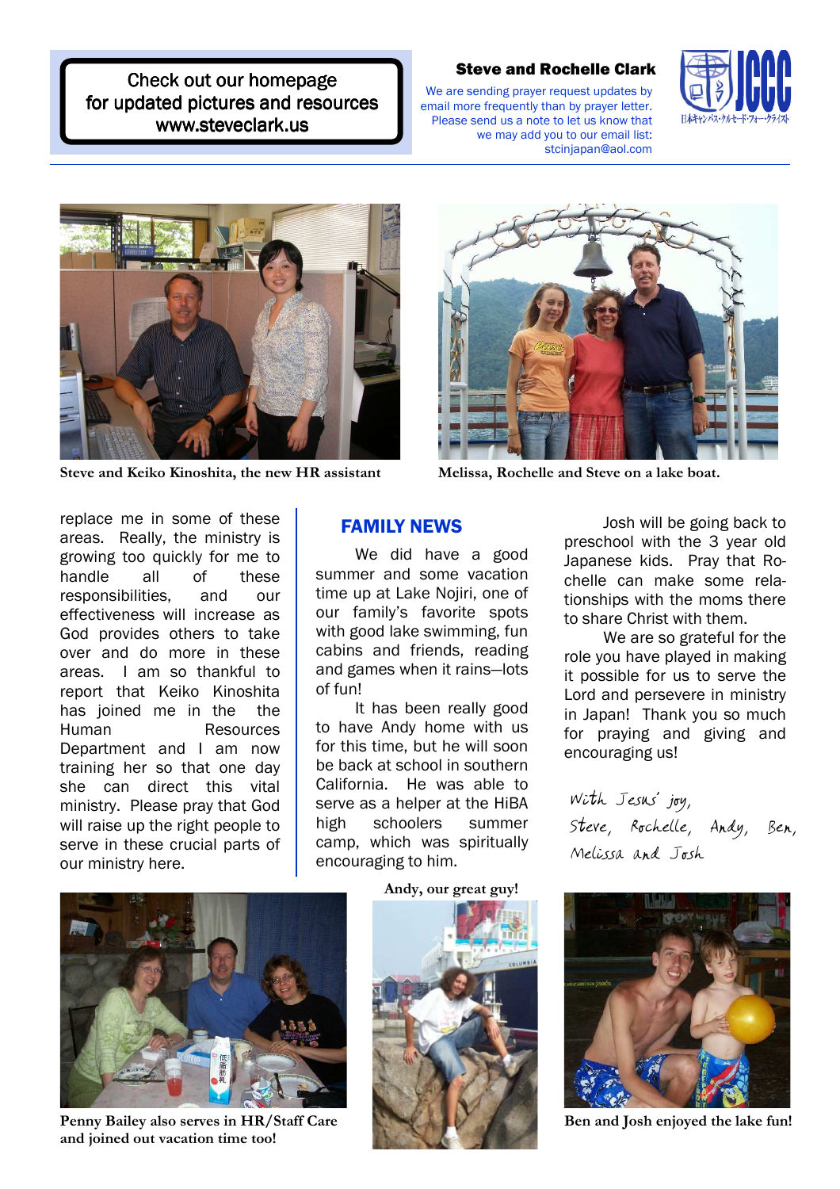Check out our homepage
for updated pictures and resources
www.steveclark.us

**Steve and Rochelle Clark**

We are sending prayer request updates by email more frequently than by prayer letter. Please send us a note to let us know that we may add you to our email list: stcinjapan@aol.com

JCCC

日本キャンパス・クルセード・フォー・クライスト

Steve and Keiko Kinoshita, the new HR assistant

Melissa, Rochelle and Steve on a lake boat.

replace me in some of these areas. Really, the ministry is growing too quickly for me to handle all of these responsibilities, and our effectiveness will increase as God provides others to take over and do more in these areas. I am so thankful to report that Keiko Kinoshita has joined me in the the Human Resources Department and I am now training her so that one day she can direct this vital ministry. Please pray that God will raise up the right people to serve in these crucial parts of our ministry here.

## FAMILY NEWS

We did have a good summer and some vacation time up at Lake Nojiri, one of our family's favorite spots with good lake swimming, fun cabins and friends, reading and games when it rains—lots of fun!

It has been really good to have Andy home with us for this time, but he will soon be back at school in southern California. He was able to serve as a helper at the HiBA high schoolers summer camp, which was spiritually encouraging to him.

Josh will be going back to preschool with the 3 year old Japanese kids. Pray that Rochelle can make some relationships with the moms there to share Christ with them.

We are so grateful for the role you have played in making it possible for us to serve the Lord and persevere in ministry in Japan! Thank you so much for praying and giving and encouraging us!

*With Jesus' joy,*
*Steve, Rochelle, Andy, Ben, Melissa and Josh*

Penny Bailey also serves in HR/Staff Care and joined out vacation time too!

Andy, our great guy!

Ben and Josh enjoyed the lake fun!